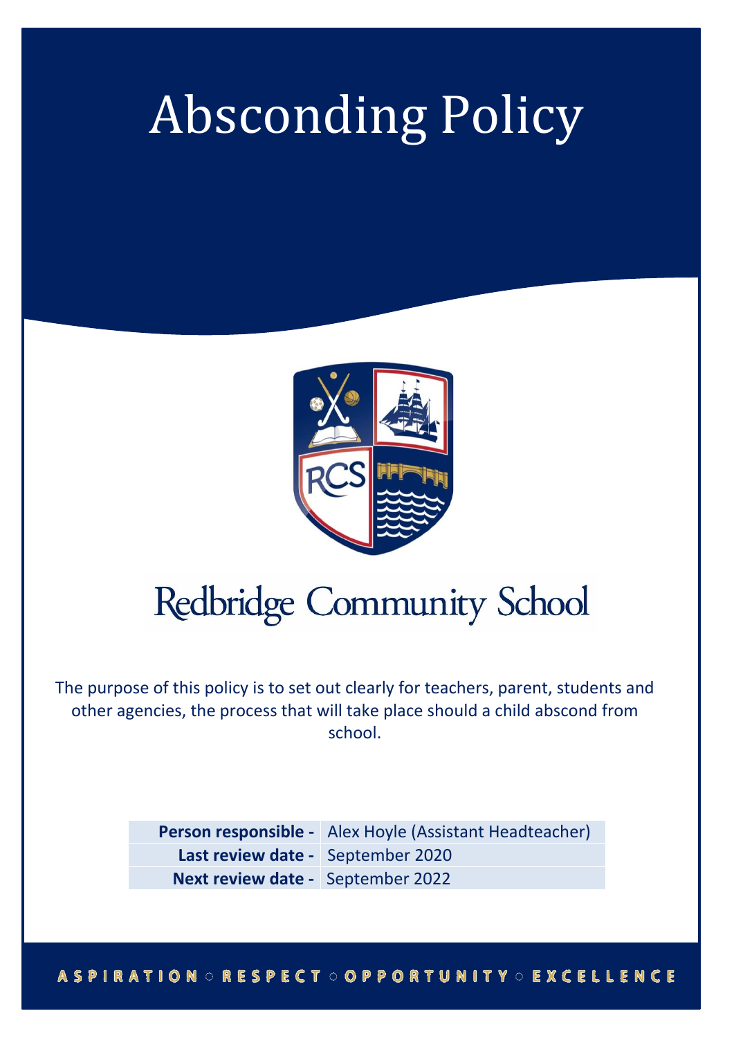# Absconding Policy

Redbridge Community School

The purpose of this policy is to set out clearly for teachers, parent, students and other agencies, the process that will take place should a child abscond from school.

| | |
|---|---|
| **Person responsible -** | Alex Hoyle (Assistant Headteacher) |
| **Last review date -** | September 2020 |
| **Next review date -** | September 2022 |

ASPIRATION ○ RESPECT ○ OPPORTUNITY ○ EXCELLENCE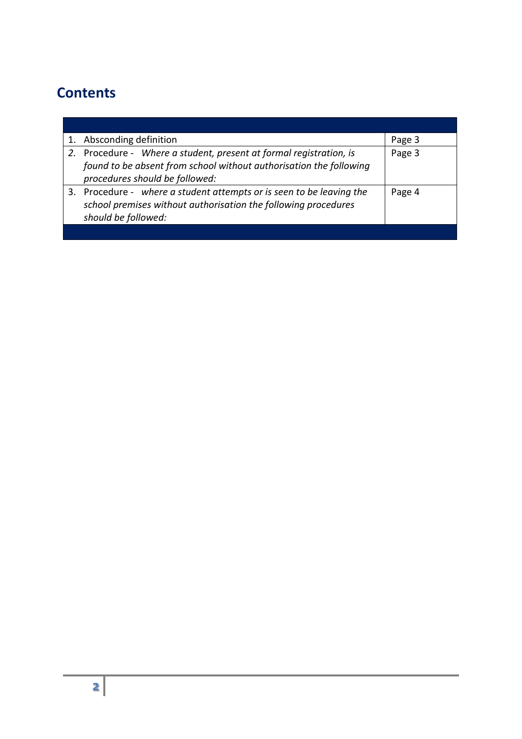## Contents

| | |
|---|---|
| 1. Absconding definition | Page 3 |
| *2.* Procedure - *Where a student, present at formal registration, is found to be absent from school without authorisation the following procedures should be followed:* | Page 3 |
| 3. Procedure - *where a student attempts or is seen to be leaving the school premises without authorisation the following procedures should be followed:* | Page 4 |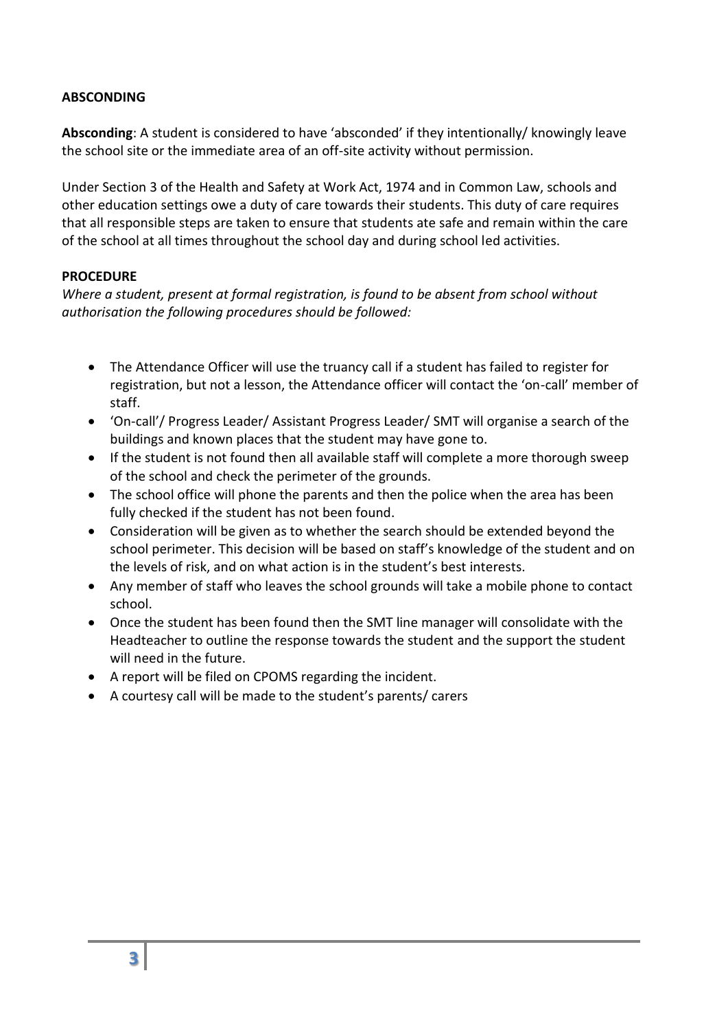## ABSCONDING

**Absconding**: A student is considered to have 'absconded' if they intentionally/ knowingly leave the school site or the immediate area of an off-site activity without permission.

Under Section 3 of the Health and Safety at Work Act, 1974 and in Common Law, schools and other education settings owe a duty of care towards their students. This duty of care requires that all responsible steps are taken to ensure that students ate safe and remain within the care of the school at all times throughout the school day and during school led activities.

### PROCEDURE

*Where a student, present at formal registration, is found to be absent from school without authorisation the following procedures should be followed:*

- The Attendance Officer will use the truancy call if a student has failed to register for registration, but not a lesson, the Attendance officer will contact the 'on-call' member of staff.
- 'On-call'/ Progress Leader/ Assistant Progress Leader/ SMT will organise a search of the buildings and known places that the student may have gone to.
- If the student is not found then all available staff will complete a more thorough sweep of the school and check the perimeter of the grounds.
- The school office will phone the parents and then the police when the area has been fully checked if the student has not been found.
- Consideration will be given as to whether the search should be extended beyond the school perimeter. This decision will be based on staff's knowledge of the student and on the levels of risk, and on what action is in the student's best interests.
- Any member of staff who leaves the school grounds will take a mobile phone to contact school.
- Once the student has been found then the SMT line manager will consolidate with the Headteacher to outline the response towards the student and the support the student will need in the future.
- A report will be filed on CPOMS regarding the incident.
- A courtesy call will be made to the student's parents/ carers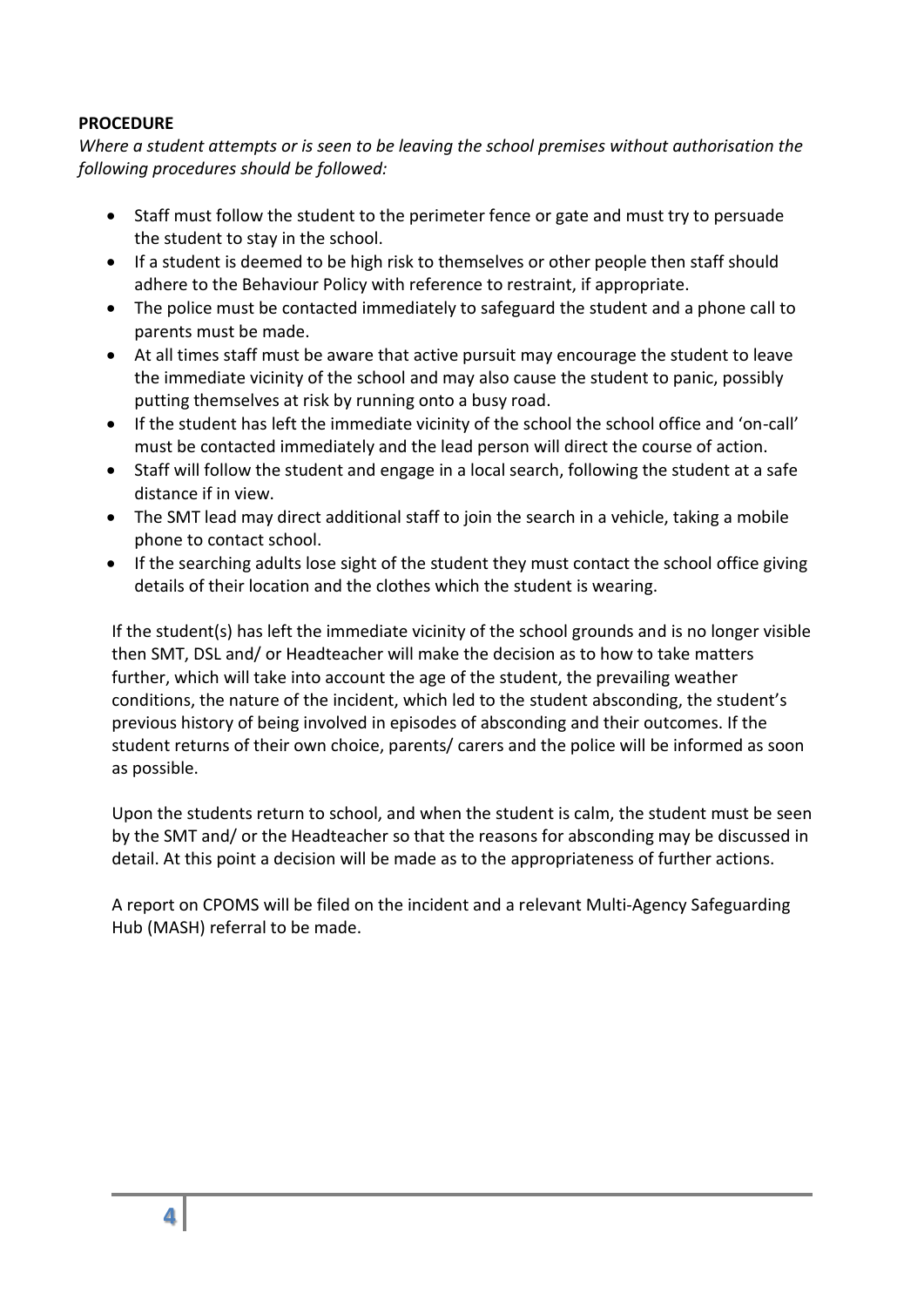**PROCEDURE**

*Where a student attempts or is seen to be leaving the school premises without authorisation the following procedures should be followed:*

- Staff must follow the student to the perimeter fence or gate and must try to persuade the student to stay in the school.
- If a student is deemed to be high risk to themselves or other people then staff should adhere to the Behaviour Policy with reference to restraint, if appropriate.
- The police must be contacted immediately to safeguard the student and a phone call to parents must be made.
- At all times staff must be aware that active pursuit may encourage the student to leave the immediate vicinity of the school and may also cause the student to panic, possibly putting themselves at risk by running onto a busy road.
- If the student has left the immediate vicinity of the school the school office and 'on-call' must be contacted immediately and the lead person will direct the course of action.
- Staff will follow the student and engage in a local search, following the student at a safe distance if in view.
- The SMT lead may direct additional staff to join the search in a vehicle, taking a mobile phone to contact school.
- If the searching adults lose sight of the student they must contact the school office giving details of their location and the clothes which the student is wearing.

If the student(s) has left the immediate vicinity of the school grounds and is no longer visible then SMT, DSL and/ or Headteacher will make the decision as to how to take matters further, which will take into account the age of the student, the prevailing weather conditions, the nature of the incident, which led to the student absconding, the student's previous history of being involved in episodes of absconding and their outcomes. If the student returns of their own choice, parents/ carers and the police will be informed as soon as possible.

Upon the students return to school, and when the student is calm, the student must be seen by the SMT and/ or the Headteacher so that the reasons for absconding may be discussed in detail. At this point a decision will be made as to the appropriateness of further actions.

A report on CPOMS will be filed on the incident and a relevant Multi-Agency Safeguarding Hub (MASH) referral to be made.